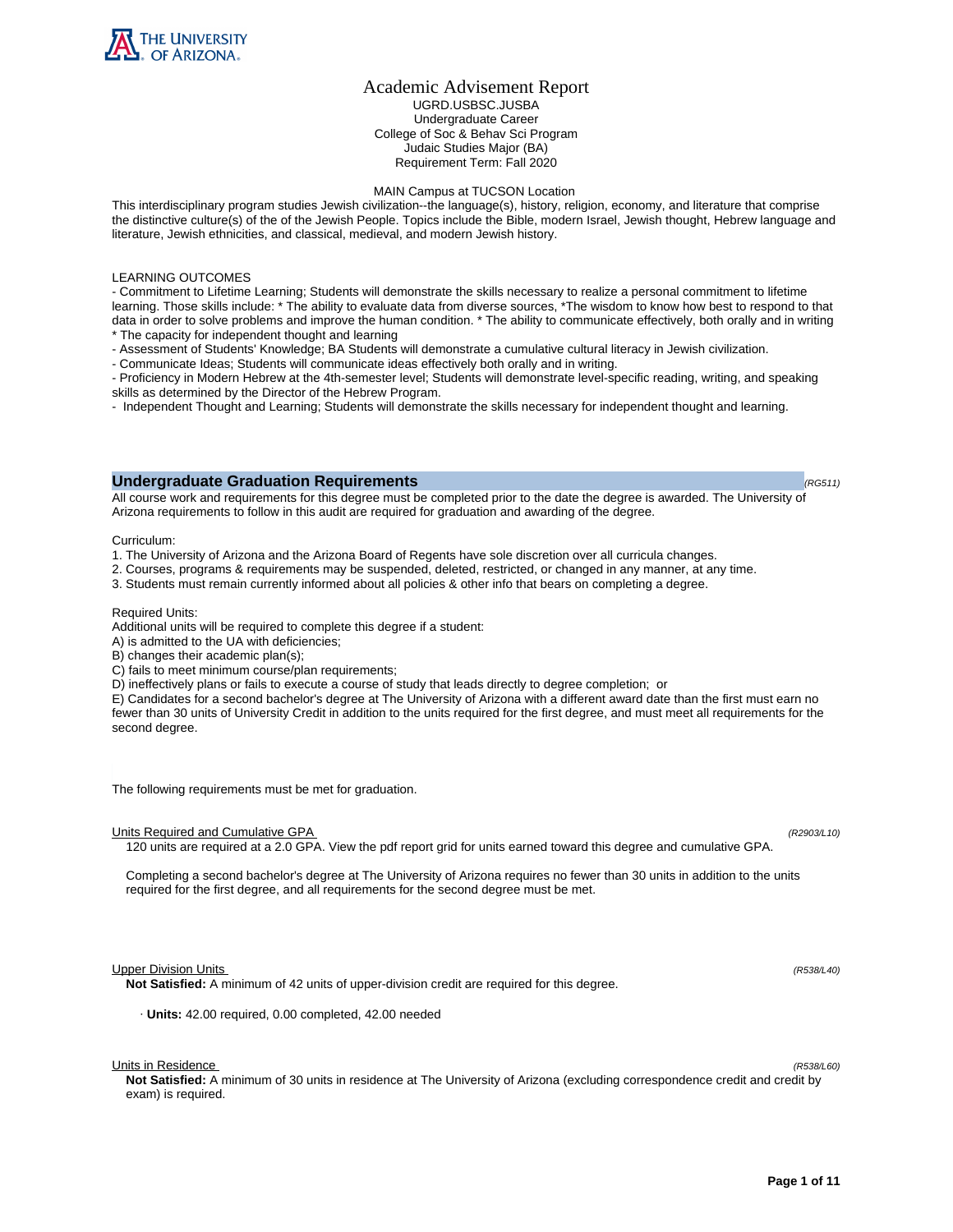# Academic Advisement Report

UGRD.USBSC.JUSBA
Undergraduate Career
College of Soc & Behav Sci Program
Judaic Studies Major (BA)
Requirement Term: Fall 2020

MAIN Campus at TUCSON Location

This interdisciplinary program studies Jewish civilization--the language(s), history, religion, economy, and literature that comprise the distinctive culture(s) of the of the Jewish People. Topics include the Bible, modern Israel, Jewish thought, Hebrew language and literature, Jewish ethnicities, and classical, medieval, and modern Jewish history.

LEARNING OUTCOMES

- Commitment to Lifetime Learning; Students will demonstrate the skills necessary to realize a personal commitment to lifetime learning. Those skills include: * The ability to evaluate data from diverse sources, *The wisdom to know how best to respond to that data in order to solve problems and improve the human condition. * The ability to communicate effectively, both orally and in writing * The capacity for independent thought and learning
- Assessment of Students' Knowledge; BA Students will demonstrate a cumulative cultural literacy in Jewish civilization.
- Communicate Ideas; Students will communicate ideas effectively both orally and in writing.
- Proficiency in Modern Hebrew at the 4th-semester level; Students will demonstrate level-specific reading, writing, and speaking skills as determined by the Director of the Hebrew Program.
- Independent Thought and Learning; Students will demonstrate the skills necessary for independent thought and learning.

## Undergraduate Graduation Requirements

*(RG511)*

All course work and requirements for this degree must be completed prior to the date the degree is awarded. The University of Arizona requirements to follow in this audit are required for graduation and awarding of the degree.

Curriculum:

1. The University of Arizona and the Arizona Board of Regents have sole discretion over all curricula changes.
2. Courses, programs & requirements may be suspended, deleted, restricted, or changed in any manner, at any time.
3. Students must remain currently informed about all policies & other info that bears on completing a degree.

Required Units:

Additional units will be required to complete this degree if a student:

A) is admitted to the UA with deficiencies;
B) changes their academic plan(s);
C) fails to meet minimum course/plan requirements;
D) ineffectively plans or fails to execute a course of study that leads directly to degree completion; or
E) Candidates for a second bachelor's degree at The University of Arizona with a different award date than the first must earn no fewer than 30 units of University Credit in addition to the units required for the first degree, and must meet all requirements for the second degree.

The following requirements must be met for graduation.

### Units Required and Cumulative GPA

*(R2903/L10)*

120 units are required at a 2.0 GPA. View the pdf report grid for units earned toward this degree and cumulative GPA.

Completing a second bachelor's degree at The University of Arizona requires no fewer than 30 units in addition to the units required for the first degree, and all requirements for the second degree must be met.

### Upper Division Units

*(R538/L40)*

**Not Satisfied:** A minimum of 42 units of upper-division credit are required for this degree.

· **Units:** 42.00 required, 0.00 completed, 42.00 needed

### Units in Residence

*(R538/L60)*

**Not Satisfied:** A minimum of 30 units in residence at The University of Arizona (excluding correspondence credit and credit by exam) is required.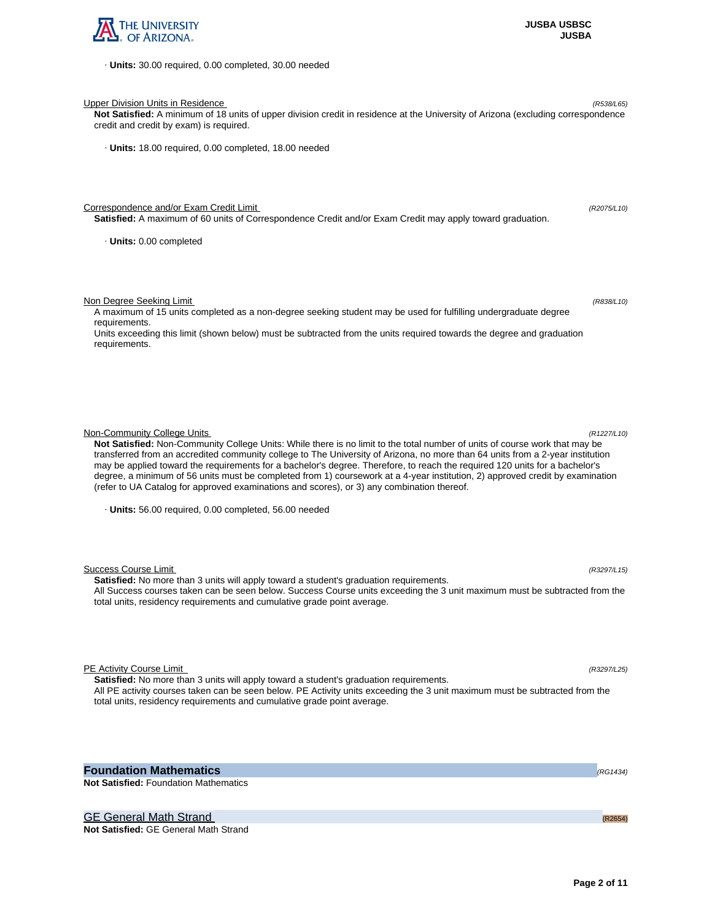· **Units:** 30.00 required, 0.00 completed, 30.00 needed

Upper Division Units in Residence *(R538/L65)*

**Not Satisfied:** A minimum of 18 units of upper division credit in residence at the University of Arizona (excluding correspondence credit and credit by exam) is required.

· **Units:** 18.00 required, 0.00 completed, 18.00 needed

Correspondence and/or Exam Credit Limit *(R2075/L10)*

**Satisfied:** A maximum of 60 units of Correspondence Credit and/or Exam Credit may apply toward graduation.

· **Units:** 0.00 completed

Non Degree Seeking Limit *(R838/L10)*

A maximum of 15 units completed as a non-degree seeking student may be used for fulfilling undergraduate degree requirements.

Units exceeding this limit (shown below) must be subtracted from the units required towards the degree and graduation requirements.

Non-Community College Units *(R1227/L10)*

**Not Satisfied:** Non-Community College Units: While there is no limit to the total number of units of course work that may be transferred from an accredited community college to The University of Arizona, no more than 64 units from a 2-year institution may be applied toward the requirements for a bachelor's degree. Therefore, to reach the required 120 units for a bachelor's degree, a minimum of 56 units must be completed from 1) coursework at a 4-year institution, 2) approved credit by examination (refer to UA Catalog for approved examinations and scores), or 3) any combination thereof.

· **Units:** 56.00 required, 0.00 completed, 56.00 needed

Success Course Limit *(R3297/L15)*

**Satisfied:** No more than 3 units will apply toward a student's graduation requirements.

All Success courses taken can be seen below. Success Course units exceeding the 3 unit maximum must be subtracted from the total units, residency requirements and cumulative grade point average.

PE Activity Course Limit *(R3297/L25)*

**Satisfied:** No more than 3 units will apply toward a student's graduation requirements.

All PE activity courses taken can be seen below. PE Activity units exceeding the 3 unit maximum must be subtracted from the total units, residency requirements and cumulative grade point average.

## Foundation Mathematics *(RG1434)*

**Not Satisfied:** Foundation Mathematics

### GE General Math Strand (R2654)

**Not Satisfied:** GE General Math Strand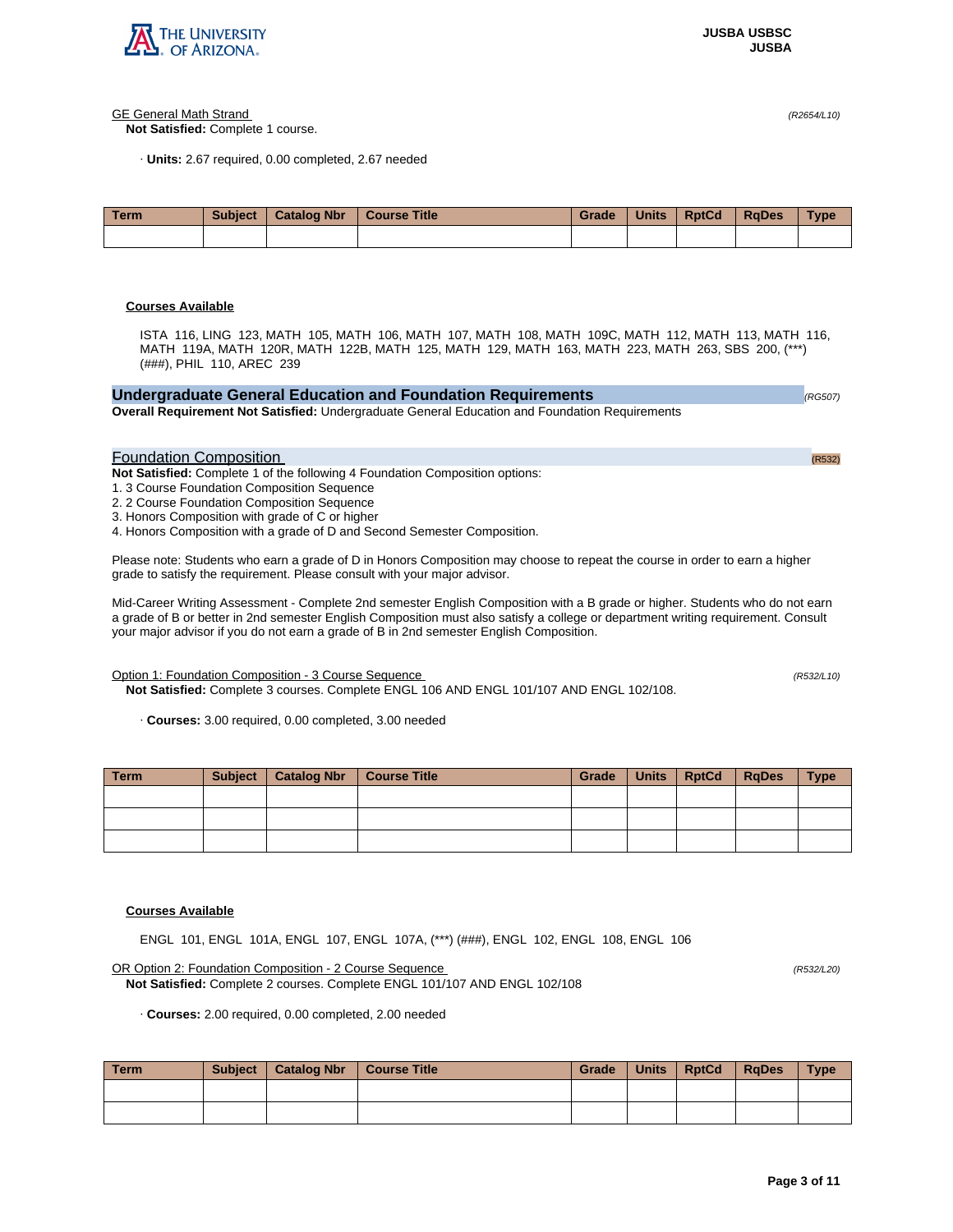GE General Math Strand (R2654/L10)

**Not Satisfied:** Complete 1 course.

· **Units:** 2.67 required, 0.00 completed, 2.67 needed

| Term | Subject | Catalog Nbr | Course Title | Grade | Units | RptCd | RqDes | Type |
|---|---|---|---|---|---|---|---|---|
| | | | | | | | | |

**Courses Available**

ISTA 116, LING 123, MATH 105, MATH 106, MATH 107, MATH 108, MATH 109C, MATH 112, MATH 113, MATH 116, MATH 119A, MATH 120R, MATH 122B, MATH 125, MATH 129, MATH 163, MATH 223, MATH 263, SBS 200, (***) (###), PHIL 110, AREC 239

## Undergraduate General Education and Foundation Requirements (RG507)

**Overall Requirement Not Satisfied:** Undergraduate General Education and Foundation Requirements

### Foundation Composition (R532)

**Not Satisfied:** Complete 1 of the following 4 Foundation Composition options:

1. 3 Course Foundation Composition Sequence
2. 2 Course Foundation Composition Sequence
3. Honors Composition with grade of C or higher
4. Honors Composition with a grade of D and Second Semester Composition.

Please note: Students who earn a grade of D in Honors Composition may choose to repeat the course in order to earn a higher grade to satisfy the requirement. Please consult with your major advisor.

Mid-Career Writing Assessment - Complete 2nd semester English Composition with a B grade or higher. Students who do not earn a grade of B or better in 2nd semester English Composition must also satisfy a college or department writing requirement. Consult your major advisor if you do not earn a grade of B in 2nd semester English Composition.

Option 1: Foundation Composition - 3 Course Sequence (R532/L10)

**Not Satisfied:** Complete 3 courses. Complete ENGL 106 AND ENGL 101/107 AND ENGL 102/108.

· **Courses:** 3.00 required, 0.00 completed, 3.00 needed

| Term | Subject | Catalog Nbr | Course Title | Grade | Units | RptCd | RqDes | Type |
|---|---|---|---|---|---|---|---|---|
| | | | | | | | | |
| | | | | | | | | |
| | | | | | | | | |

**Courses Available**

ENGL 101, ENGL 101A, ENGL 107, ENGL 107A, (***) (###), ENGL 102, ENGL 108, ENGL 106

OR Option 2: Foundation Composition - 2 Course Sequence (R532/L20)

**Not Satisfied:** Complete 2 courses. Complete ENGL 101/107 AND ENGL 102/108

· **Courses:** 2.00 required, 0.00 completed, 2.00 needed

| Term | Subject | Catalog Nbr | Course Title | Grade | Units | RptCd | RqDes | Type |
|---|---|---|---|---|---|---|---|---|
| | | | | | | | | |
| | | | | | | | | |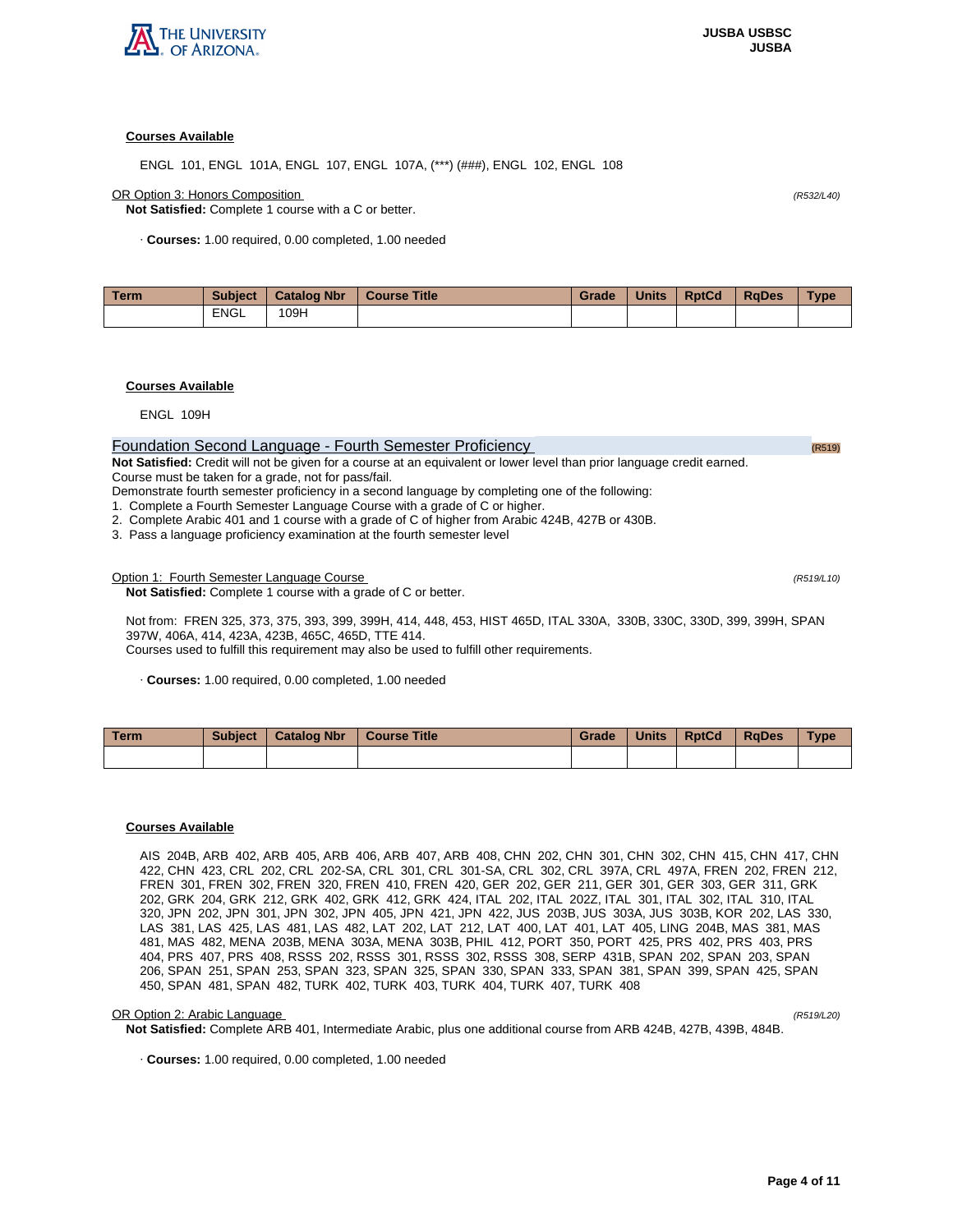**Courses Available**

ENGL 101, ENGL 101A, ENGL 107, ENGL 107A, (***) (###), ENGL 102, ENGL 108

OR Option 3: Honors Composition *(R532/L40)*

**Not Satisfied:** Complete 1 course with a C or better.

· **Courses:** 1.00 required, 0.00 completed, 1.00 needed

| Term | Subject | Catalog Nbr | Course Title | Grade | Units | RptCd | RqDes | Type |
|---|---|---|---|---|---|---|---|---|
| | ENGL | 109H | | | | | | |

**Courses Available**

ENGL 109H

## Foundation Second Language - Fourth Semester Proficiency (R519)

**Not Satisfied:** Credit will not be given for a course at an equivalent or lower level than prior language credit earned.
Course must be taken for a grade, not for pass/fail.
Demonstrate fourth semester proficiency in a second language by completing one of the following:
1. Complete a Fourth Semester Language Course with a grade of C or higher.
2. Complete Arabic 401 and 1 course with a grade of C of higher from Arabic 424B, 427B or 430B.
3. Pass a language proficiency examination at the fourth semester level

Option 1: Fourth Semester Language Course *(R519/L10)*

**Not Satisfied:** Complete 1 course with a grade of C or better.

Not from: FREN 325, 373, 375, 393, 399, 399H, 414, 448, 453, HIST 465D, ITAL 330A, 330B, 330C, 330D, 399, 399H, SPAN 397W, 406A, 414, 423A, 423B, 465C, 465D, TTE 414.
Courses used to fulfill this requirement may also be used to fulfill other requirements.

· **Courses:** 1.00 required, 0.00 completed, 1.00 needed

| Term | Subject | Catalog Nbr | Course Title | Grade | Units | RptCd | RqDes | Type |
|---|---|---|---|---|---|---|---|---|
| | | | | | | | | |

**Courses Available**

AIS 204B, ARB 402, ARB 405, ARB 406, ARB 407, ARB 408, CHN 202, CHN 301, CHN 302, CHN 415, CHN 417, CHN 422, CHN 423, CRL 202, CRL 202-SA, CRL 301, CRL 301-SA, CRL 302, CRL 397A, CRL 497A, FREN 202, FREN 212, FREN 301, FREN 302, FREN 320, FREN 410, FREN 420, GER 202, GER 211, GER 301, GER 303, GER 311, GRK 202, GRK 204, GRK 212, GRK 402, GRK 412, GRK 424, ITAL 202, ITAL 202Z, ITAL 301, ITAL 302, ITAL 310, ITAL 320, JPN 202, JPN 301, JPN 302, JPN 405, JPN 421, JPN 422, JUS 203B, JUS 303A, JUS 303B, KOR 202, LAS 330, LAS 381, LAS 425, LAS 481, LAS 482, LAT 202, LAT 212, LAT 400, LAT 401, LAT 405, LING 204B, MAS 381, MAS 481, MAS 482, MENA 203B, MENA 303A, MENA 303B, PHIL 412, PORT 350, PORT 425, PRS 402, PRS 403, PRS 404, PRS 407, PRS 408, RSSS 202, RSSS 301, RSSS 302, RSSS 308, SERP 431B, SPAN 202, SPAN 203, SPAN 206, SPAN 251, SPAN 253, SPAN 323, SPAN 325, SPAN 330, SPAN 333, SPAN 381, SPAN 399, SPAN 425, SPAN 450, SPAN 481, SPAN 482, TURK 402, TURK 403, TURK 404, TURK 407, TURK 408

OR Option 2: Arabic Language *(R519/L20)*

**Not Satisfied:** Complete ARB 401, Intermediate Arabic, plus one additional course from ARB 424B, 427B, 439B, 484B.

· **Courses:** 1.00 required, 0.00 completed, 1.00 needed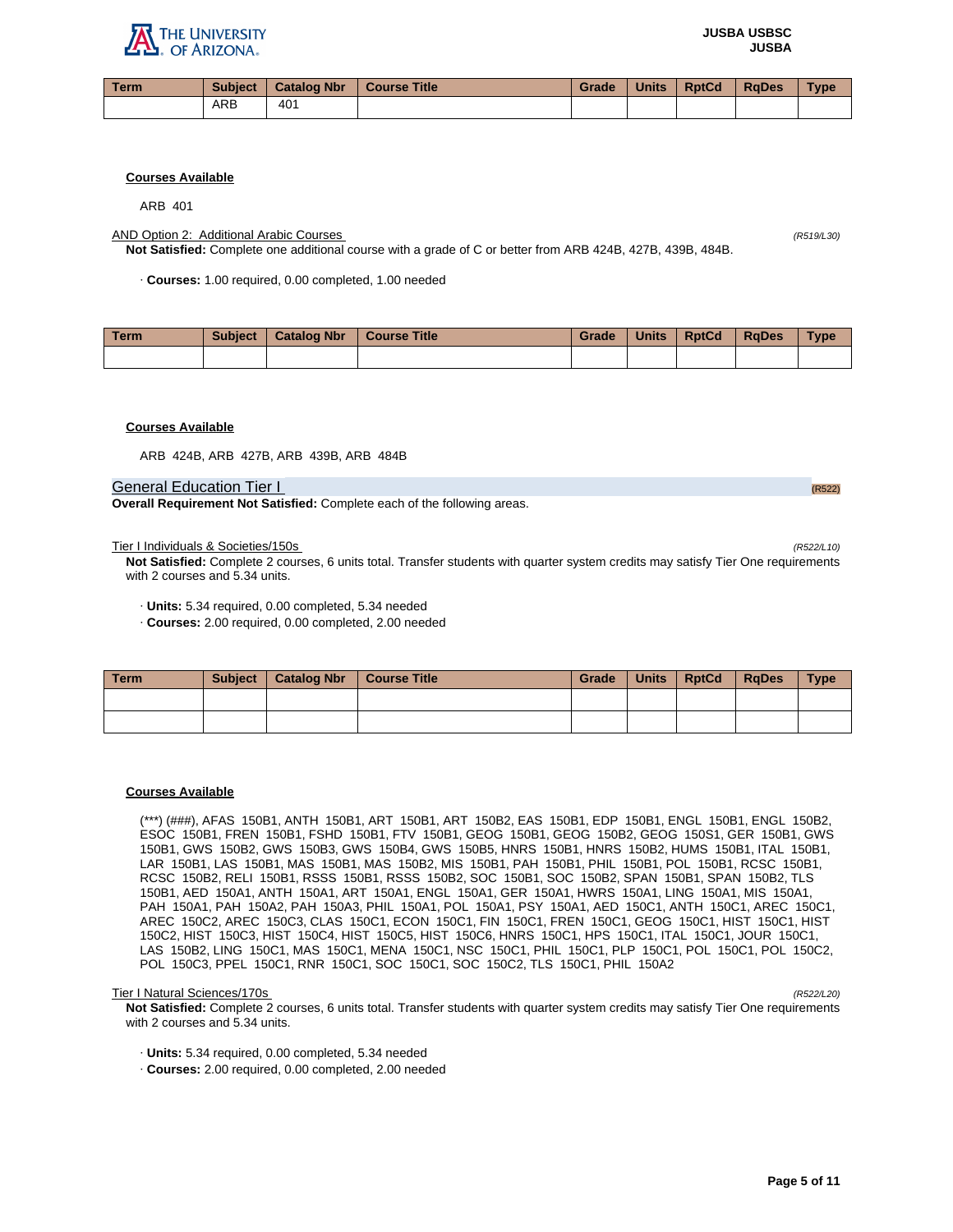| Term | Subject | Catalog Nbr | Course Title | Grade | Units | RptCd | RqDes | Type |
|---|---|---|---|---|---|---|---|---|
| | ARB | 401 | | | | | | |

**Courses Available**

ARB 401

AND Option 2: Additional Arabic Courses *(R519/L30)*

**Not Satisfied:** Complete one additional course with a grade of C or better from ARB 424B, 427B, 439B, 484B.

· **Courses:** 1.00 required, 0.00 completed, 1.00 needed

| Term | Subject | Catalog Nbr | Course Title | Grade | Units | RptCd | RqDes | Type |
|---|---|---|---|---|---|---|---|---|
| | | | | | | | | |

**Courses Available**

ARB 424B, ARB 427B, ARB 439B, ARB 484B

## General Education Tier I (R522)

**Overall Requirement Not Satisfied:** Complete each of the following areas.

Tier I Individuals & Societies/150s *(R522/L10)*

**Not Satisfied:** Complete 2 courses, 6 units total. Transfer students with quarter system credits may satisfy Tier One requirements with 2 courses and 5.34 units.

· **Units:** 5.34 required, 0.00 completed, 5.34 needed

· **Courses:** 2.00 required, 0.00 completed, 2.00 needed

| Term | Subject | Catalog Nbr | Course Title | Grade | Units | RptCd | RqDes | Type |
|---|---|---|---|---|---|---|---|---|
| | | | | | | | | |
| | | | | | | | | |

**Courses Available**

(***) (###), AFAS 150B1, ANTH 150B1, ART 150B1, ART 150B2, EAS 150B1, EDP 150B1, ENGL 150B1, ENGL 150B2, ESOC 150B1, FREN 150B1, FSHD 150B1, FTV 150B1, GEOG 150B1, GEOG 150B2, GEOG 150S1, GER 150B1, GWS 150B1, GWS 150B2, GWS 150B3, GWS 150B4, GWS 150B5, HNRS 150B1, HNRS 150B2, HUMS 150B1, ITAL 150B1, LAR 150B1, LAS 150B1, MAS 150B1, MAS 150B2, MIS 150B1, PAH 150B1, PHIL 150B1, POL 150B1, RCSC 150B1, RCSC 150B2, RELI 150B1, RSSS 150B1, RSSS 150B2, SOC 150B1, SOC 150B2, SPAN 150B1, SPAN 150B2, TLS 150B1, AED 150A1, ANTH 150A1, ART 150A1, ENGL 150A1, GER 150A1, HWRS 150A1, LING 150A1, MIS 150A1, PAH 150A1, PAH 150A2, PAH 150A3, PHIL 150A1, POL 150A1, PSY 150A1, AED 150C1, ANTH 150C1, AREC 150C1, AREC 150C2, AREC 150C3, CLAS 150C1, ECON 150C1, FIN 150C1, FREN 150C1, GEOG 150C1, HIST 150C1, HIST 150C2, HIST 150C3, HIST 150C4, HIST 150C5, HIST 150C6, HNRS 150C1, HPS 150C1, ITAL 150C1, JOUR 150C1, LAS 150B2, LING 150C1, MAS 150C1, MENA 150C1, NSC 150C1, PHIL 150C1, PLP 150C1, POL 150C1, POL 150C2, POL 150C3, PPEL 150C1, RNR 150C1, SOC 150C1, SOC 150C2, TLS 150C1, PHIL 150A2

Tier I Natural Sciences/170s *(R522/L20)*

**Not Satisfied:** Complete 2 courses, 6 units total. Transfer students with quarter system credits may satisfy Tier One requirements with 2 courses and 5.34 units.

· **Units:** 5.34 required, 0.00 completed, 5.34 needed

· **Courses:** 2.00 required, 0.00 completed, 2.00 needed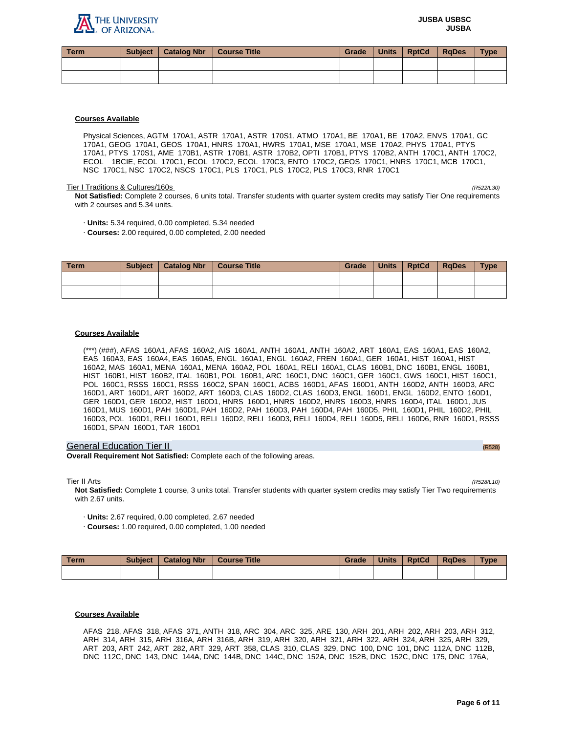| Term | Subject | Catalog Nbr | Course Title | Grade | Units | RptCd | RqDes | Type |
|---|---|---|---|---|---|---|---|---|
| | | | | | | | | |
| | | | | | | | | |

**Courses Available**

Physical Sciences, AGTM 170A1, ASTR 170A1, ASTR 170S1, ATMO 170A1, BE 170A1, BE 170A2, ENVS 170A1, GC 170A1, GEOG 170A1, GEOS 170A1, HNRS 170A1, HWRS 170A1, MSE 170A1, MSE 170A2, PHYS 170A1, PTYS 170A1, PTYS 170S1, AME 170B1, ASTR 170B1, ASTR 170B2, OPTI 170B1, PTYS 170B2, ANTH 170C1, ANTH 170C2, ECOL 1BCIE, ECOL 170C1, ECOL 170C2, ECOL 170C3, ENTO 170C2, GEOS 170C1, HNRS 170C1, MCB 170C1, NSC 170C1, NSC 170C2, NSCS 170C1, PLS 170C1, PLS 170C2, PLS 170C3, RNR 170C1

Tier I Traditions & Cultures/160s *(R522/L30)*

**Not Satisfied:** Complete 2 courses, 6 units total. Transfer students with quarter system credits may satisfy Tier One requirements with 2 courses and 5.34 units.

- **Units:** 5.34 required, 0.00 completed, 5.34 needed
- **Courses:** 2.00 required, 0.00 completed, 2.00 needed

| Term | Subject | Catalog Nbr | Course Title | Grade | Units | RptCd | RqDes | Type |
|---|---|---|---|---|---|---|---|---|
| | | | | | | | | |
| | | | | | | | | |

**Courses Available**

(***) (###), AFAS 160A1, AFAS 160A2, AIS 160A1, ANTH 160A1, ANTH 160A2, ART 160A1, EAS 160A1, EAS 160A2, EAS 160A3, EAS 160A4, EAS 160A5, ENGL 160A1, ENGL 160A2, FREN 160A1, GER 160A1, HIST 160A1, HIST 160A2, MAS 160A1, MENA 160A1, MENA 160A2, POL 160A1, RELI 160A1, CLAS 160B1, DNC 160B1, ENGL 160B1, HIST 160B1, HIST 160B2, ITAL 160B1, POL 160B1, ARC 160C1, DNC 160C1, GER 160C1, GWS 160C1, HIST 160C1, POL 160C1, RSSS 160C1, RSSS 160C2, SPAN 160C1, ACBS 160D1, AFAS 160D1, ANTH 160D2, ANTH 160D3, ARC 160D1, ART 160D1, ART 160D2, ART 160D3, CLAS 160D2, CLAS 160D3, ENGL 160D1, ENGL 160D2, ENTO 160D1, GER 160D1, GER 160D2, HIST 160D1, HNRS 160D1, HNRS 160D2, HNRS 160D3, HNRS 160D4, ITAL 160D1, JUS 160D1, MUS 160D1, PAH 160D1, PAH 160D2, PAH 160D3, PAH 160D4, PAH 160D5, PHIL 160D1, PHIL 160D2, PHIL 160D3, POL 160D1, RELI 160D1, RELI 160D2, RELI 160D3, RELI 160D4, RELI 160D5, RELI 160D6, RNR 160D1, RSSS 160D1, SPAN 160D1, TAR 160D1

## General Education Tier II (R528)

**Overall Requirement Not Satisfied:** Complete each of the following areas.

Tier II Arts *(R528/L10)*

**Not Satisfied:** Complete 1 course, 3 units total. Transfer students with quarter system credits may satisfy Tier Two requirements with 2.67 units.

- **Units:** 2.67 required, 0.00 completed, 2.67 needed
- **Courses:** 1.00 required, 0.00 completed, 1.00 needed

| Term | Subject | Catalog Nbr | Course Title | Grade | Units | RptCd | RqDes | Type |
|---|---|---|---|---|---|---|---|---|
| | | | | | | | | |

**Courses Available**

AFAS 218, AFAS 318, AFAS 371, ANTH 318, ARC 304, ARC 325, ARE 130, ARH 201, ARH 202, ARH 203, ARH 312, ARH 314, ARH 315, ARH 316A, ARH 316B, ARH 319, ARH 320, ARH 321, ARH 322, ARH 324, ARH 325, ARH 329, ART 203, ART 242, ART 282, ART 329, ART 358, CLAS 310, CLAS 329, DNC 100, DNC 101, DNC 112A, DNC 112B, DNC 112C, DNC 143, DNC 144A, DNC 144B, DNC 144C, DNC 152A, DNC 152B, DNC 152C, DNC 175, DNC 176A,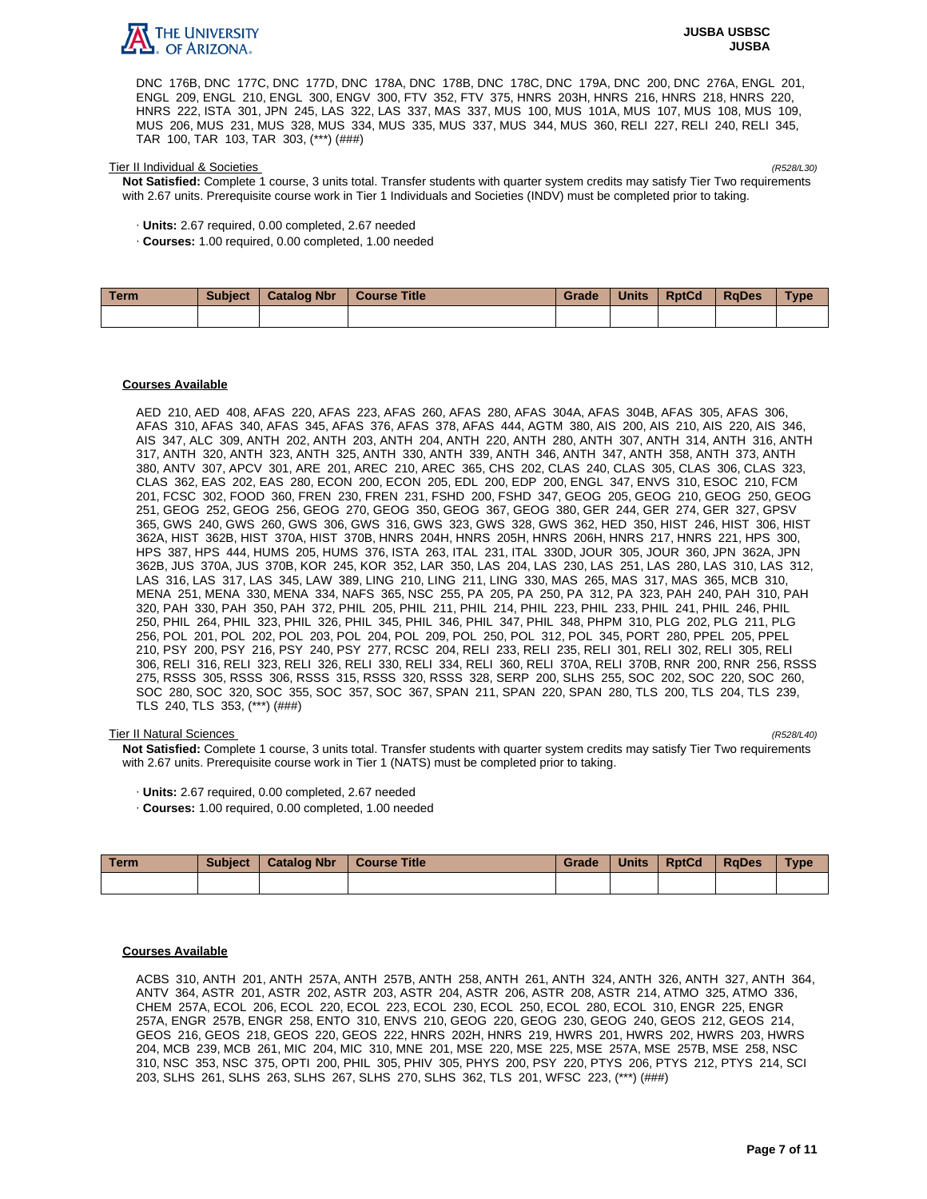DNC 176B, DNC 177C, DNC 177D, DNC 178A, DNC 178B, DNC 178C, DNC 179A, DNC 200, DNC 276A, ENGL 201, ENGL 209, ENGL 210, ENGL 300, ENGV 300, FTV 352, FTV 375, HNRS 203H, HNRS 216, HNRS 218, HNRS 220, HNRS 222, ISTA 301, JPN 245, LAS 322, LAS 337, MAS 337, MUS 100, MUS 101A, MUS 107, MUS 108, MUS 109, MUS 206, MUS 231, MUS 328, MUS 334, MUS 335, MUS 337, MUS 344, MUS 360, RELI 227, RELI 240, RELI 345, TAR 100, TAR 103, TAR 303, (***) (###)

Tier II Individual & Societies *(R528/L30)*

**Not Satisfied:** Complete 1 course, 3 units total. Transfer students with quarter system credits may satisfy Tier Two requirements with 2.67 units. Prerequisite course work in Tier 1 Individuals and Societies (INDV) must be completed prior to taking.

· **Units:** 2.67 required, 0.00 completed, 2.67 needed

· **Courses:** 1.00 required, 0.00 completed, 1.00 needed

| Term | Subject | Catalog Nbr | Course Title | Grade | Units | RptCd | RqDes | Type |
|---|---|---|---|---|---|---|---|---|
| | | | | | | | | |

**Courses Available**

AED 210, AED 408, AFAS 220, AFAS 223, AFAS 260, AFAS 280, AFAS 304A, AFAS 304B, AFAS 305, AFAS 306, AFAS 310, AFAS 340, AFAS 345, AFAS 376, AFAS 378, AFAS 444, AGTM 380, AIS 200, AIS 210, AIS 220, AIS 346, AIS 347, ALC 309, ANTH 202, ANTH 203, ANTH 204, ANTH 220, ANTH 280, ANTH 307, ANTH 314, ANTH 316, ANTH 317, ANTH 320, ANTH 323, ANTH 325, ANTH 330, ANTH 339, ANTH 346, ANTH 347, ANTH 358, ANTH 373, ANTH 380, ANTV 307, APCV 301, ARE 201, AREC 210, AREC 365, CHS 202, CLAS 240, CLAS 305, CLAS 306, CLAS 323, CLAS 362, EAS 202, EAS 280, ECON 200, ECON 205, EDL 200, EDP 200, ENGL 347, ENVS 310, ESOC 210, FCM 201, FCSC 302, FOOD 360, FREN 230, FREN 231, FSHD 200, FSHD 347, GEOG 205, GEOG 210, GEOG 250, GEOG 251, GEOG 252, GEOG 256, GEOG 270, GEOG 350, GEOG 367, GEOG 380, GER 244, GER 274, GER 327, GPSV 365, GWS 240, GWS 260, GWS 306, GWS 316, GWS 323, GWS 328, GWS 362, HED 350, HIST 246, HIST 306, HIST 362A, HIST 362B, HIST 370A, HIST 370B, HNRS 204H, HNRS 205H, HNRS 206H, HNRS 217, HNRS 221, HPS 300, HPS 387, HPS 444, HUMS 205, HUMS 376, ISTA 263, ITAL 231, ITAL 330D, JOUR 305, JOUR 360, JPN 362A, JPN 362B, JUS 370A, JUS 370B, KOR 245, KOR 352, LAR 350, LAS 204, LAS 230, LAS 251, LAS 280, LAS 310, LAS 312, LAS 316, LAS 317, LAS 345, LAW 389, LING 210, LING 211, LING 330, MAS 265, MAS 317, MAS 365, MCB 310, MENA 251, MENA 330, MENA 334, NAFS 365, NSC 255, PA 205, PA 250, PA 312, PA 323, PAH 240, PAH 310, PAH 320, PAH 330, PAH 350, PAH 372, PHIL 205, PHIL 211, PHIL 214, PHIL 223, PHIL 233, PHIL 241, PHIL 246, PHIL 250, PHIL 264, PHIL 323, PHIL 326, PHIL 345, PHIL 346, PHIL 347, PHIL 348, PHPM 310, PLG 202, PLG 211, PLG 256, POL 201, POL 202, POL 203, POL 204, POL 209, POL 250, POL 312, POL 345, PORT 280, PPEL 205, PPEL 210, PSY 200, PSY 216, PSY 240, PSY 277, RCSC 204, RELI 233, RELI 235, RELI 301, RELI 302, RELI 305, RELI 306, RELI 316, RELI 323, RELI 326, RELI 330, RELI 334, RELI 360, RELI 370A, RELI 370B, RNR 200, RNR 256, RSSS 275, RSSS 305, RSSS 306, RSSS 315, RSSS 320, RSSS 328, SERP 200, SLHS 255, SOC 202, SOC 220, SOC 260, SOC 280, SOC 320, SOC 355, SOC 357, SOC 367, SPAN 211, SPAN 220, SPAN 280, TLS 200, TLS 204, TLS 239, TLS 240, TLS 353, (***) (###)

Tier II Natural Sciences *(R528/L40)*

**Not Satisfied:** Complete 1 course, 3 units total. Transfer students with quarter system credits may satisfy Tier Two requirements with 2.67 units. Prerequisite course work in Tier 1 (NATS) must be completed prior to taking.

· **Units:** 2.67 required, 0.00 completed, 2.67 needed

· **Courses:** 1.00 required, 0.00 completed, 1.00 needed

| Term | Subject | Catalog Nbr | Course Title | Grade | Units | RptCd | RqDes | Type |
|---|---|---|---|---|---|---|---|---|
| | | | | | | | | |

**Courses Available**

ACBS 310, ANTH 201, ANTH 257A, ANTH 257B, ANTH 258, ANTH 261, ANTH 324, ANTH 326, ANTH 327, ANTH 364, ANTV 364, ASTR 201, ASTR 202, ASTR 203, ASTR 204, ASTR 206, ASTR 208, ASTR 214, ATMO 325, ATMO 336, CHEM 257A, ECOL 206, ECOL 220, ECOL 223, ECOL 230, ECOL 250, ECOL 280, ECOL 310, ENGR 225, ENGR 257A, ENGR 257B, ENGR 258, ENTO 310, ENVS 210, GEOG 220, GEOG 230, GEOG 240, GEOS 212, GEOS 214, GEOS 216, GEOS 218, GEOS 220, GEOS 222, HNRS 202H, HNRS 219, HWRS 201, HWRS 202, HWRS 203, HWRS 204, MCB 239, MCB 261, MIC 204, MIC 310, MNE 201, MSE 220, MSE 225, MSE 257A, MSE 257B, MSE 258, NSC 310, NSC 353, NSC 375, OPTI 200, PHIL 305, PHIV 305, PHYS 200, PSY 220, PTYS 206, PTYS 212, PTYS 214, SCI 203, SLHS 261, SLHS 263, SLHS 267, SLHS 270, SLHS 362, TLS 201, WFSC 223, (***) (###)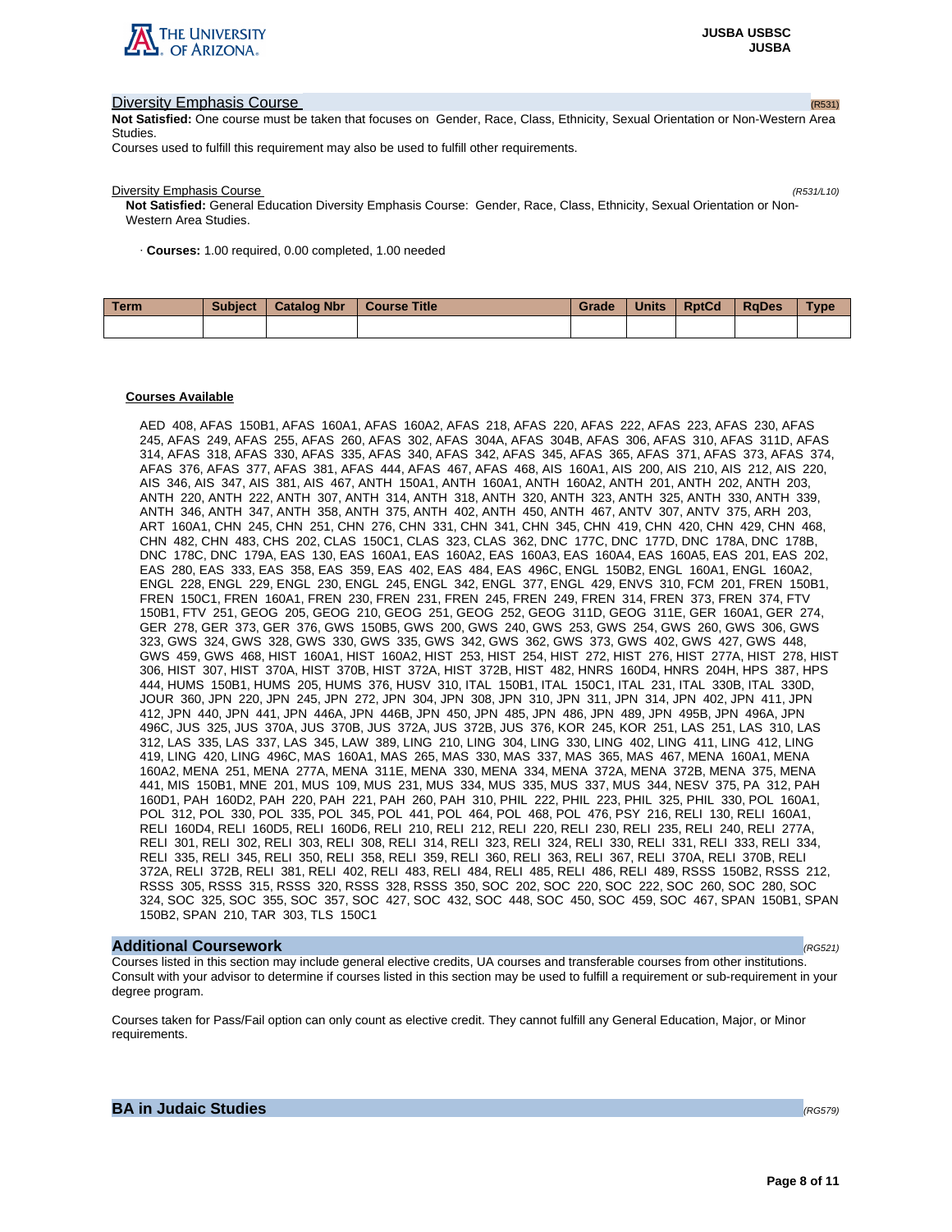## Diversity Emphasis Course (R531)

**Not Satisfied:** One course must be taken that focuses on Gender, Race, Class, Ethnicity, Sexual Orientation or Non-Western Area Studies.

Courses used to fulfill this requirement may also be used to fulfill other requirements.

### Diversity Emphasis Course *(R531/L10)*

**Not Satisfied:** General Education Diversity Emphasis Course: Gender, Race, Class, Ethnicity, Sexual Orientation or Non-Western Area Studies.

· **Courses:** 1.00 required, 0.00 completed, 1.00 needed

| Term | Subject | Catalog Nbr | Course Title | Grade | Units | RptCd | RqDes | Type |
|---|---|---|---|---|---|---|---|---|
| | | | | | | | | |

**Courses Available**

AED 408, AFAS 150B1, AFAS 160A1, AFAS 160A2, AFAS 218, AFAS 220, AFAS 222, AFAS 223, AFAS 230, AFAS 245, AFAS 249, AFAS 255, AFAS 260, AFAS 302, AFAS 304A, AFAS 304B, AFAS 306, AFAS 310, AFAS 311D, AFAS 314, AFAS 318, AFAS 330, AFAS 335, AFAS 340, AFAS 342, AFAS 345, AFAS 365, AFAS 371, AFAS 373, AFAS 374, AFAS 376, AFAS 377, AFAS 381, AFAS 444, AFAS 467, AFAS 468, AIS 160A1, AIS 200, AIS 210, AIS 212, AIS 220, AIS 346, AIS 347, AIS 381, AIS 467, ANTH 150A1, ANTH 160A1, ANTH 160A2, ANTH 201, ANTH 202, ANTH 203, ANTH 220, ANTH 222, ANTH 307, ANTH 314, ANTH 318, ANTH 320, ANTH 323, ANTH 325, ANTH 330, ANTH 339, ANTH 346, ANTH 347, ANTH 358, ANTH 375, ANTH 402, ANTH 450, ANTH 467, ANTV 307, ANTV 375, ARH 203, ART 160A1, CHN 245, CHN 251, CHN 276, CHN 331, CHN 341, CHN 345, CHN 419, CHN 420, CHN 429, CHN 468, CHN 482, CHN 483, CHS 202, CLAS 150C1, CLAS 323, CLAS 362, DNC 177C, DNC 177D, DNC 178A, DNC 178B, DNC 178C, DNC 179A, EAS 130, EAS 160A1, EAS 160A2, EAS 160A3, EAS 160A4, EAS 160A5, EAS 201, EAS 202, EAS 280, EAS 333, EAS 358, EAS 359, EAS 402, EAS 484, EAS 496C, ENGL 150B2, ENGL 160A1, ENGL 160A2, ENGL 228, ENGL 229, ENGL 230, ENGL 245, ENGL 342, ENGL 377, ENGL 429, ENVS 310, FCM 201, FREN 150B1, FREN 150C1, FREN 160A1, FREN 230, FREN 231, FREN 245, FREN 249, FREN 314, FREN 373, FREN 374, FTV 150B1, FTV 251, GEOG 205, GEOG 210, GEOG 251, GEOG 252, GEOG 311D, GEOG 311E, GER 160A1, GER 274, GER 278, GER 373, GER 376, GWS 150B5, GWS 200, GWS 240, GWS 253, GWS 254, GWS 260, GWS 306, GWS 323, GWS 324, GWS 328, GWS 330, GWS 335, GWS 342, GWS 362, GWS 373, GWS 402, GWS 427, GWS 448, GWS 459, GWS 468, HIST 160A1, HIST 160A2, HIST 253, HIST 254, HIST 272, HIST 276, HIST 277A, HIST 278, HIST 306, HIST 307, HIST 370A, HIST 370B, HIST 372A, HIST 372B, HIST 482, HNRS 160D4, HNRS 204H, HPS 387, HPS 444, HUMS 150B1, HUMS 205, HUMS 376, HUSV 310, ITAL 150B1, ITAL 150C1, ITAL 231, ITAL 330B, ITAL 330D, JOUR 360, JPN 220, JPN 245, JPN 272, JPN 304, JPN 308, JPN 310, JPN 311, JPN 314, JPN 402, JPN 411, JPN 412, JPN 440, JPN 441, JPN 446A, JPN 446B, JPN 450, JPN 485, JPN 486, JPN 489, JPN 495B, JPN 496A, JPN 496C, JUS 325, JUS 370A, JUS 370B, JUS 372A, JUS 372B, JUS 376, KOR 245, KOR 251, LAS 251, LAS 310, LAS 312, LAS 335, LAS 337, LAS 345, LAW 389, LING 210, LING 304, LING 330, LING 402, LING 411, LING 412, LING 419, LING 420, LING 496C, MAS 160A1, MAS 265, MAS 330, MAS 337, MAS 365, MAS 467, MENA 160A1, MENA 160A2, MENA 251, MENA 277A, MENA 311E, MENA 330, MENA 334, MENA 372A, MENA 372B, MENA 375, MENA 441, MIS 150B1, MNE 201, MUS 109, MUS 231, MUS 334, MUS 335, MUS 337, MUS 344, NESV 375, PA 312, PAH 160D1, PAH 160D2, PAH 220, PAH 221, PAH 260, PAH 310, PHIL 222, PHIL 223, PHIL 325, PHIL 330, POL 160A1, POL 312, POL 330, POL 335, POL 345, POL 441, POL 464, POL 468, POL 476, PSY 216, RELI 130, RELI 160A1, RELI 160D4, RELI 160D5, RELI 160D6, RELI 210, RELI 212, RELI 220, RELI 230, RELI 235, RELI 240, RELI 277A, RELI 301, RELI 302, RELI 303, RELI 308, RELI 314, RELI 323, RELI 324, RELI 330, RELI 331, RELI 333, RELI 334, RELI 335, RELI 345, RELI 350, RELI 358, RELI 359, RELI 360, RELI 363, RELI 367, RELI 370A, RELI 370B, RELI 372A, RELI 372B, RELI 381, RELI 402, RELI 483, RELI 484, RELI 485, RELI 486, RELI 489, RSSS 150B2, RSSS 212, RSSS 305, RSSS 315, RSSS 320, RSSS 328, RSSS 350, SOC 202, SOC 220, SOC 222, SOC 260, SOC 280, SOC 324, SOC 325, SOC 355, SOC 357, SOC 427, SOC 432, SOC 448, SOC 450, SOC 459, SOC 467, SPAN 150B1, SPAN 150B2, SPAN 210, TAR 303, TLS 150C1

## Additional Coursework *(RG521)*

Courses listed in this section may include general elective credits, UA courses and transferable courses from other institutions. Consult with your advisor to determine if courses listed in this section may be used to fulfill a requirement or sub-requirement in your degree program.

Courses taken for Pass/Fail option can only count as elective credit. They cannot fulfill any General Education, Major, or Minor requirements.

## BA in Judaic Studies *(RG579)*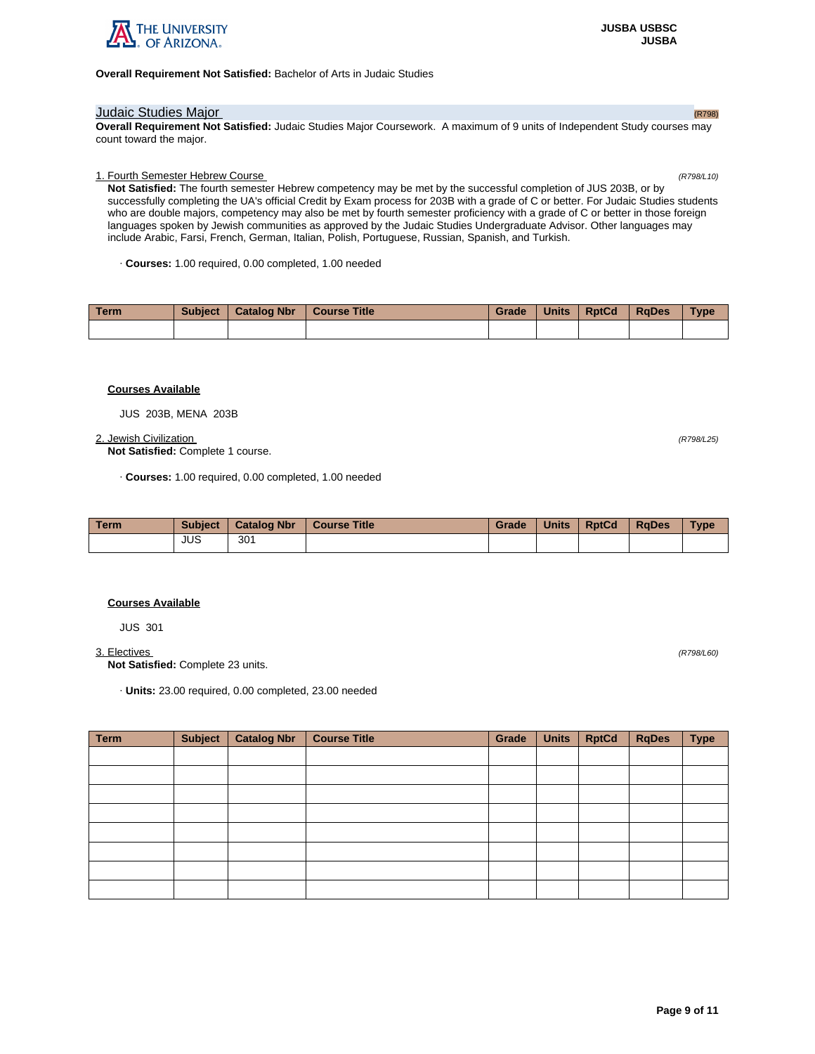**Overall Requirement Not Satisfied:** Bachelor of Arts in Judaic Studies

## Judaic Studies Major (R798)

**Overall Requirement Not Satisfied:** Judaic Studies Major Coursework. A maximum of 9 units of Independent Study courses may count toward the major.

### 1. Fourth Semester Hebrew Course (R798/L10)

**Not Satisfied:** The fourth semester Hebrew competency may be met by the successful completion of JUS 203B, or by successfully completing the UA's official Credit by Exam process for 203B with a grade of C or better. For Judaic Studies students who are double majors, competency may also be met by fourth semester proficiency with a grade of C or better in those foreign languages spoken by Jewish communities as approved by the Judaic Studies Undergraduate Advisor. Other languages may include Arabic, Farsi, French, German, Italian, Polish, Portuguese, Russian, Spanish, and Turkish.

· **Courses:** 1.00 required, 0.00 completed, 1.00 needed

| Term | Subject | Catalog Nbr | Course Title | Grade | Units | RptCd | RqDes | Type |
|---|---|---|---|---|---|---|---|---|
| | | | | | | | | |

**Courses Available**

JUS 203B, MENA 203B

### 2. Jewish Civilization (R798/L25)

**Not Satisfied:** Complete 1 course.

· **Courses:** 1.00 required, 0.00 completed, 1.00 needed

| Term | Subject | Catalog Nbr | Course Title | Grade | Units | RptCd | RqDes | Type |
|---|---|---|---|---|---|---|---|---|
| | JUS | 301 | | | | | | |

**Courses Available**

JUS 301

### 3. Electives (R798/L60)

**Not Satisfied:** Complete 23 units.

· **Units:** 23.00 required, 0.00 completed, 23.00 needed

| Term | Subject | Catalog Nbr | Course Title | Grade | Units | RptCd | RqDes | Type |
|---|---|---|---|---|---|---|---|---|
| | | | | | | | | |
| | | | | | | | | |
| | | | | | | | | |
| | | | | | | | | |
| | | | | | | | | |
| | | | | | | | | |
| | | | | | | | | |
| | | | | | | | | |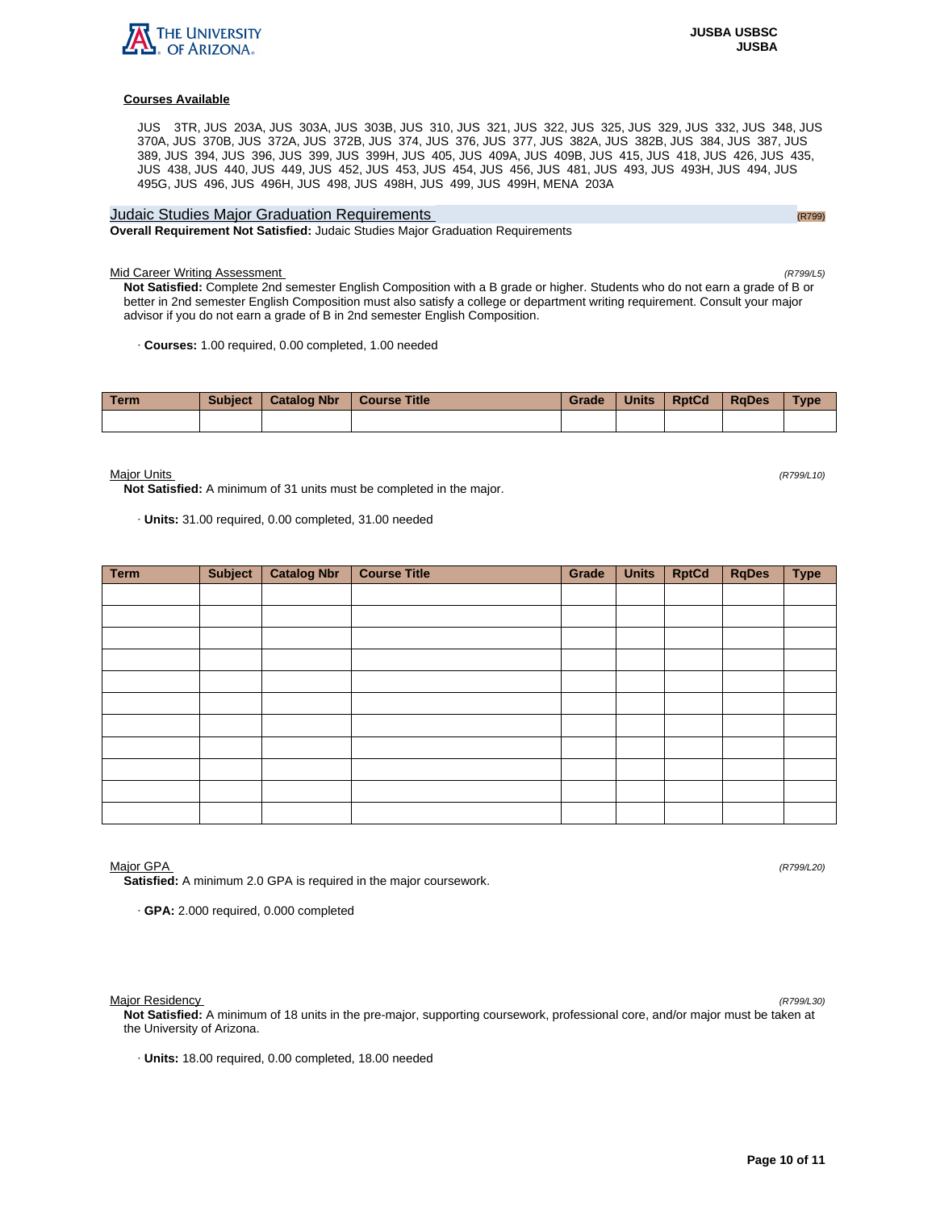**Courses Available**

JUS 3TR, JUS 203A, JUS 303A, JUS 303B, JUS 310, JUS 321, JUS 322, JUS 325, JUS 329, JUS 332, JUS 348, JUS 370A, JUS 370B, JUS 372A, JUS 372B, JUS 374, JUS 376, JUS 377, JUS 382A, JUS 382B, JUS 384, JUS 387, JUS 389, JUS 394, JUS 396, JUS 399, JUS 399H, JUS 405, JUS 409A, JUS 409B, JUS 415, JUS 418, JUS 426, JUS 435, JUS 438, JUS 440, JUS 449, JUS 452, JUS 453, JUS 454, JUS 456, JUS 481, JUS 493, JUS 493H, JUS 494, JUS 495G, JUS 496, JUS 496H, JUS 498, JUS 498H, JUS 499, JUS 499H, MENA 203A

## Judaic Studies Major Graduation Requirements (R799)

**Overall Requirement Not Satisfied:** Judaic Studies Major Graduation Requirements

### Mid Career Writing Assessment *(R799/L5)*

**Not Satisfied:** Complete 2nd semester English Composition with a B grade or higher. Students who do not earn a grade of B or better in 2nd semester English Composition must also satisfy a college or department writing requirement. Consult your major advisor if you do not earn a grade of B in 2nd semester English Composition.

· **Courses:** 1.00 required, 0.00 completed, 1.00 needed

| Term | Subject | Catalog Nbr | Course Title | Grade | Units | RptCd | RqDes | Type |
|---|---|---|---|---|---|---|---|---|
| | | | | | | | | |

### Major Units *(R799/L10)*

**Not Satisfied:** A minimum of 31 units must be completed in the major.

· **Units:** 31.00 required, 0.00 completed, 31.00 needed

| Term | Subject | Catalog Nbr | Course Title | Grade | Units | RptCd | RqDes | Type |
|---|---|---|---|---|---|---|---|---|
| | | | | | | | | |
| | | | | | | | | |
| | | | | | | | | |
| | | | | | | | | |
| | | | | | | | | |
| | | | | | | | | |
| | | | | | | | | |
| | | | | | | | | |
| | | | | | | | | |
| | | | | | | | | |
| | | | | | | | | |

### Major GPA *(R799/L20)*

**Satisfied:** A minimum 2.0 GPA is required in the major coursework.

· **GPA:** 2.000 required, 0.000 completed

### Major Residency *(R799/L30)*

**Not Satisfied:** A minimum of 18 units in the pre-major, supporting coursework, professional core, and/or major must be taken at the University of Arizona.

· **Units:** 18.00 required, 0.00 completed, 18.00 needed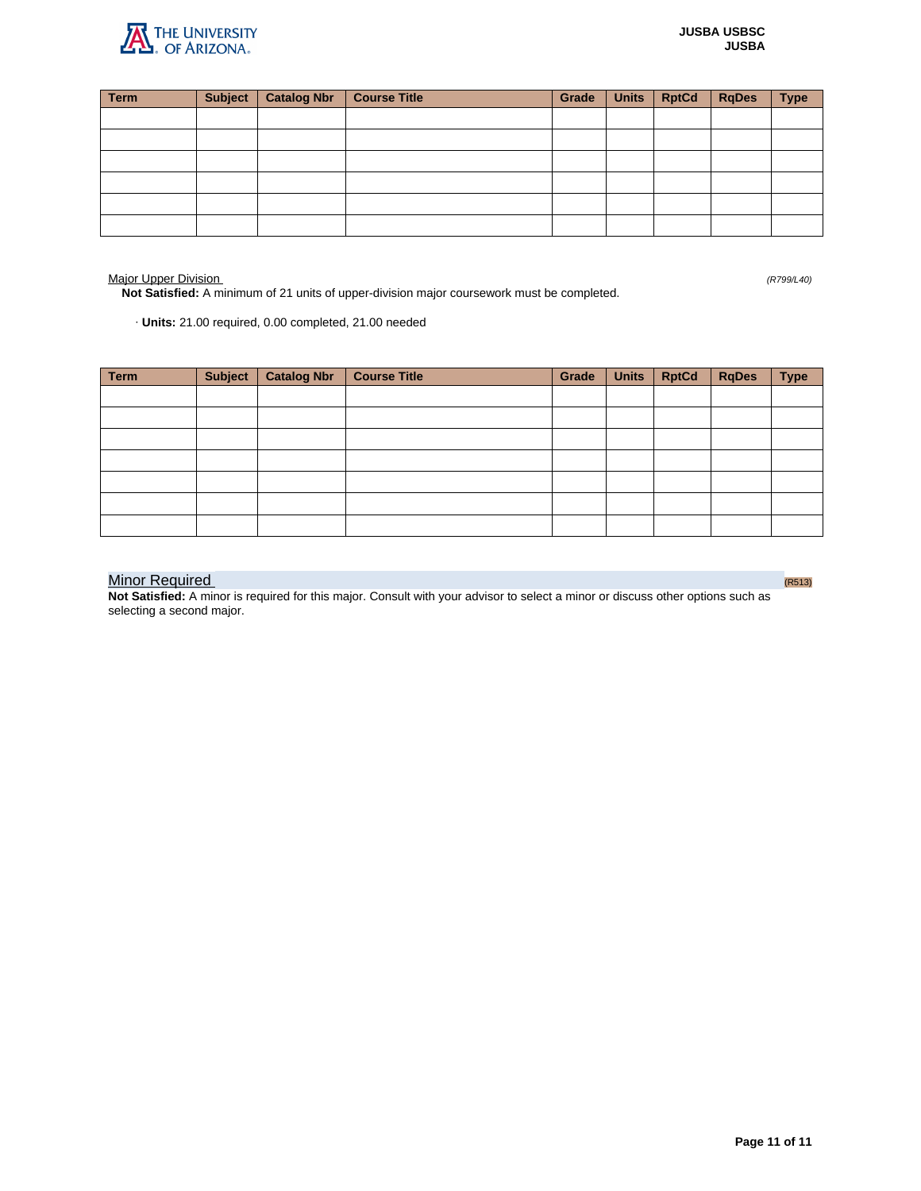| Term | Subject | Catalog Nbr | Course Title | Grade | Units | RptCd | RqDes | Type |
|---|---|---|---|---|---|---|---|---|
| | | | | | | | | |
| | | | | | | | | |
| | | | | | | | | |
| | | | | | | | | |
| | | | | | | | | |
| | | | | | | | | |

Major Upper Division *(R799/L40)*

**Not Satisfied:** A minimum of 21 units of upper-division major coursework must be completed.

· **Units:** 21.00 required, 0.00 completed, 21.00 needed

| Term | Subject | Catalog Nbr | Course Title | Grade | Units | RptCd | RqDes | Type |
|---|---|---|---|---|---|---|---|---|
| | | | | | | | | |
| | | | | | | | | |
| | | | | | | | | |
| | | | | | | | | |
| | | | | | | | | |
| | | | | | | | | |
| | | | | | | | | |

## Minor Required (R513)

**Not Satisfied:** A minor is required for this major. Consult with your advisor to select a minor or discuss other options such as selecting a second major.